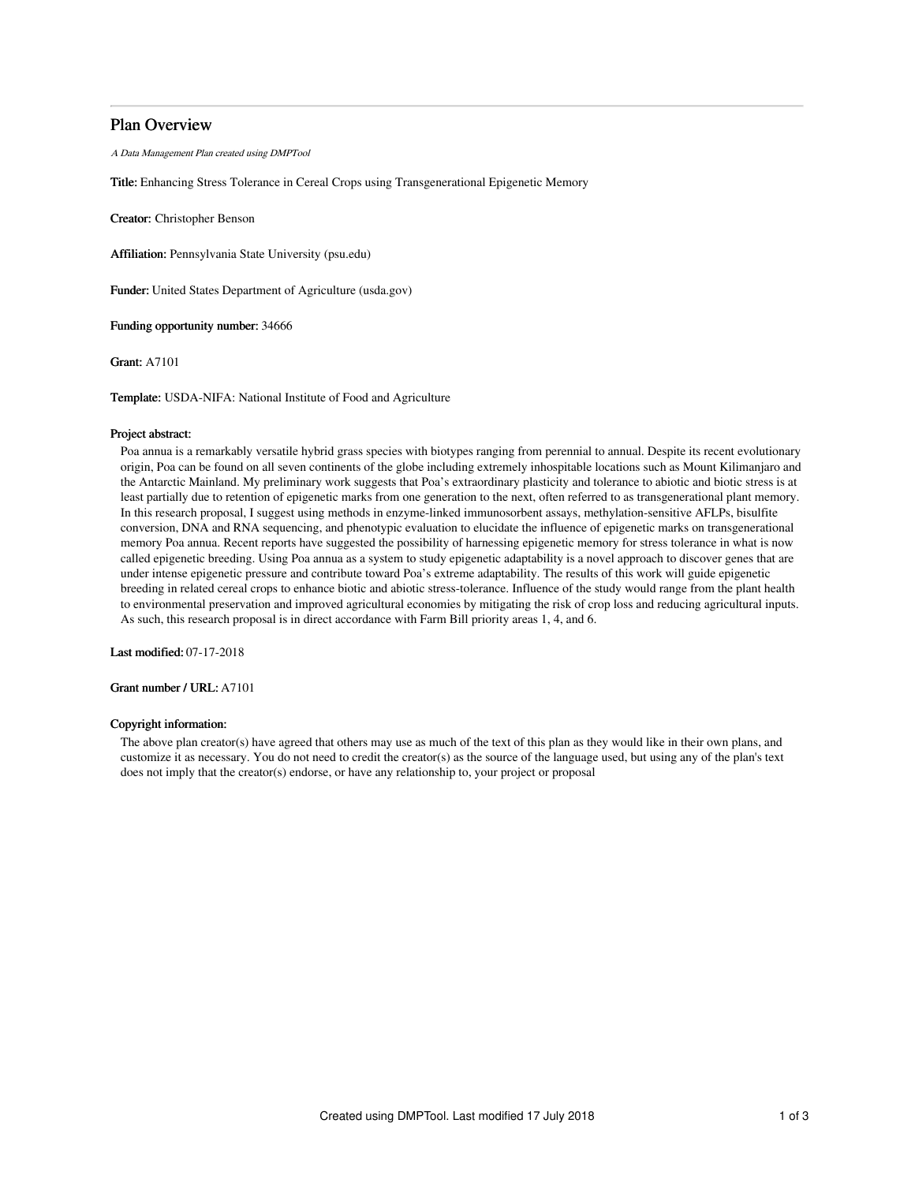# Plan Overview

*A Data Management Plan created using DMPTool*

**Title:** Enhancing Stress Tolerance in Cereal Crops using Transgenerational Epigenetic Memory

**Creator:** Christopher Benson

**Affiliation:** Pennsylvania State University (psu.edu)

**Funder:** United States Department of Agriculture (usda.gov)

**Funding opportunity number:** 34666

**Grant:** A7101

**Template:** USDA-NIFA: National Institute of Food and Agriculture

**Project abstract:**

Poa annua is a remarkably versatile hybrid grass species with biotypes ranging from perennial to annual. Despite its recent evolutionary origin, Poa can be found on all seven continents of the globe including extremely inhospitable locations such as Mount Kilimanjaro and the Antarctic Mainland. My preliminary work suggests that Poa's extraordinary plasticity and tolerance to abiotic and biotic stress is at least partially due to retention of epigenetic marks from one generation to the next, often referred to as transgenerational plant memory. In this research proposal, I suggest using methods in enzyme-linked immunosorbent assays, methylation-sensitive AFLPs, bisulfite conversion, DNA and RNA sequencing, and phenotypic evaluation to elucidate the influence of epigenetic marks on transgenerational memory Poa annua. Recent reports have suggested the possibility of harnessing epigenetic memory for stress tolerance in what is now called epigenetic breeding. Using Poa annua as a system to study epigenetic adaptability is a novel approach to discover genes that are under intense epigenetic pressure and contribute toward Poa's extreme adaptability. The results of this work will guide epigenetic breeding in related cereal crops to enhance biotic and abiotic stress-tolerance. Influence of the study would range from the plant health to environmental preservation and improved agricultural economies by mitigating the risk of crop loss and reducing agricultural inputs. As such, this research proposal is in direct accordance with Farm Bill priority areas 1, 4, and 6.

**Last modified:** 07-17-2018

**Grant number / URL:** A7101

**Copyright information:**

The above plan creator(s) have agreed that others may use as much of the text of this plan as they would like in their own plans, and customize it as necessary. You do not need to credit the creator(s) as the source of the language used, but using any of the plan's text does not imply that the creator(s) endorse, or have any relationship to, your project or proposal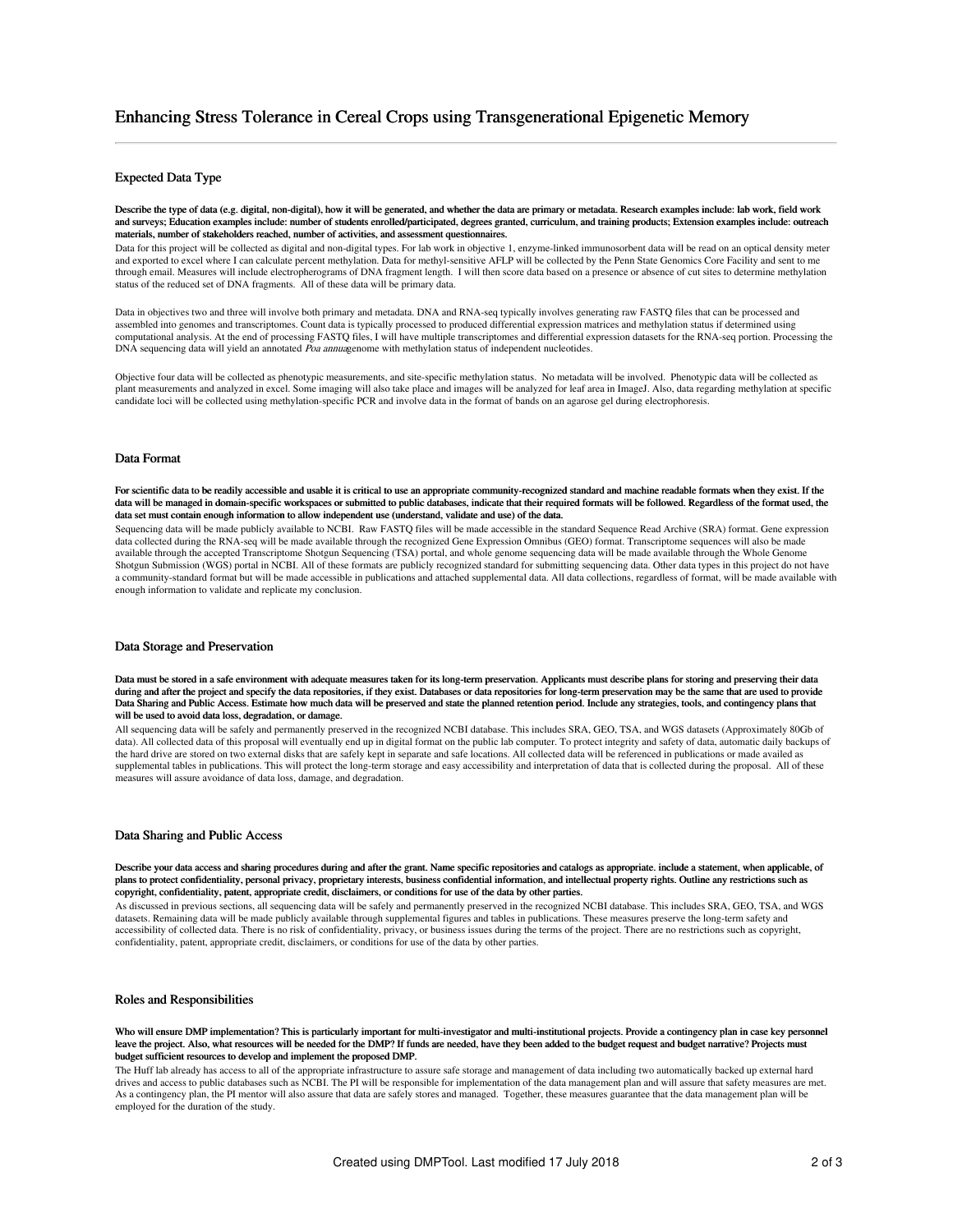# Enhancing Stress Tolerance in Cereal Crops using Transgenerational Epigenetic Memory

## Expected Data Type

**Describe the type of data (e.g. digital, non-digital), how it will be generated, and whether the data are primary or metadata. Research examples include: lab work, field work and surveys; Education examples include: number of students enrolled/participated, degrees granted, curriculum, and training products; Extension examples include: outreach materials, number of stakeholders reached, number of activities, and assessment questionnaires.**

Data for this project will be collected as digital and non-digital types. For lab work in objective 1, enzyme-linked immunosorbent data will be read on an optical density meter and exported to excel where I can calculate percent methylation. Data for methyl-sensitive AFLP will be collected by the Penn State Genomics Core Facility and sent to me through email. Measures will include electropherograms of DNA fragment length. I will then score data based on a presence or absence of cut sites to determine methylation status of the reduced set of DNA fragments. All of these data will be primary data.

Data in objectives two and three will involve both primary and metadata. DNA and RNA-seq typically involves generating raw FASTQ files that can be processed and assembled into genomes and transcriptomes. Count data is typically processed to produced differential expression matrices and methylation status if determined using computational analysis. At the end of processing FASTQ files, I will have multiple transcriptomes and differential expression datasets for the RNA-seq portion. Processing the DNA sequencing data will yield an annotated *Poa annua*genome with methylation status of independent nucleotides.

Objective four data will be collected as phenotypic measurements, and site-specific methylation status. No metadata will be involved. Phenotypic data will be collected as plant measurements and analyzed in excel. Some imaging will also take place and images will be analyzed for leaf area in ImageJ. Also, data regarding methylation at specific candidate loci will be collected using methylation-specific PCR and involve data in the format of bands on an agarose gel during electrophoresis.

## Data Format

**For scientific data to be readily accessible and usable it is critical to use an appropriate community-recognized standard and machine readable formats when they exist. If the data will be managed in domain-specific workspaces or submitted to public databases, indicate that their required formats will be followed. Regardless of the format used, the data set must contain enough information to allow independent use (understand, validate and use) of the data.**

Sequencing data will be made publicly available to NCBI. Raw FASTQ files will be made accessible in the standard Sequence Read Archive (SRA) format. Gene expression data collected during the RNA-seq will be made available through the recognized Gene Expression Omnibus (GEO) format. Transcriptome sequences will also be made available through the accepted Transcriptome Shotgun Sequencing (TSA) portal, and whole genome sequencing data will be made available through the Whole Genome Shotgun Submission (WGS) portal in NCBI. All of these formats are publicly recognized standard for submitting sequencing data. Other data types in this project do not have a community-standard format but will be made accessible in publications and attached supplemental data. All data collections, regardless of format, will be made available with enough information to validate and replicate my conclusion.

## Data Storage and Preservation

**Data must be stored in a safe environment with adequate measures taken for its long-term preservation. Applicants must describe plans for storing and preserving their data during and after the project and specify the data repositories, if they exist. Databases or data repositories for long-term preservation may be the same that are used to provide Data Sharing and Public Access. Estimate how much data will be preserved and state the planned retention period. Include any strategies, tools, and contingency plans that will be used to avoid data loss, degradation, or damage.**

All sequencing data will be safely and permanently preserved in the recognized NCBI database. This includes SRA, GEO, TSA, and WGS datasets (Approximately 80Gb of data). All collected data of this proposal will eventually end up in digital format on the public lab computer. To protect integrity and safety of data, automatic daily backups of the hard drive are stored on two external disks that are safely kept in separate and safe locations. All collected data will be referenced in publications or made availed as supplemental tables in publications. This will protect the long-term storage and easy accessibility and interpretation of data that is collected during the proposal. All of these measures will assure avoidance of data loss, damage, and degradation.

## Data Sharing and Public Access

**Describe your data access and sharing procedures during and after the grant. Name specific repositories and catalogs as appropriate. include a statement, when applicable, of plans to protect confidentiality, personal privacy, proprietary interests, business confidential information, and intellectual property rights. Outline any restrictions such as copyright, confidentiality, patent, appropriate credit, disclaimers, or conditions for use of the data by other parties.**

As discussed in previous sections, all sequencing data will be safely and permanently preserved in the recognized NCBI database. This includes SRA, GEO, TSA, and WGS datasets. Remaining data will be made publicly available through supplemental figures and tables in publications. These measures preserve the long-term safety and accessibility of collected data. There is no risk of confidentiality, privacy, or business issues during the terms of the project. There are no restrictions such as copyright, confidentiality, patent, appropriate credit, disclaimers, or conditions for use of the data by other parties.

## Roles and Responsibilities

**Who will ensure DMP implementation? This is particularly important for multi-investigator and multi-institutional projects. Provide a contingency plan in case key personnel leave the project. Also, what resources will be needed for the DMP? If funds are needed, have they been added to the budget request and budget narrative? Projects must budget sufficient resources to develop and implement the proposed DMP.**

The Huff lab already has access to all of the appropriate infrastructure to assure safe storage and management of data including two automatically backed up external hard drives and access to public databases such as NCBI. The PI will be responsible for implementation of the data management plan and will assure that safety measures are met. As a contingency plan, the PI mentor will also assure that data are safely stores and managed. Together, these measures guarantee that the data management plan will be employed for the duration of the study.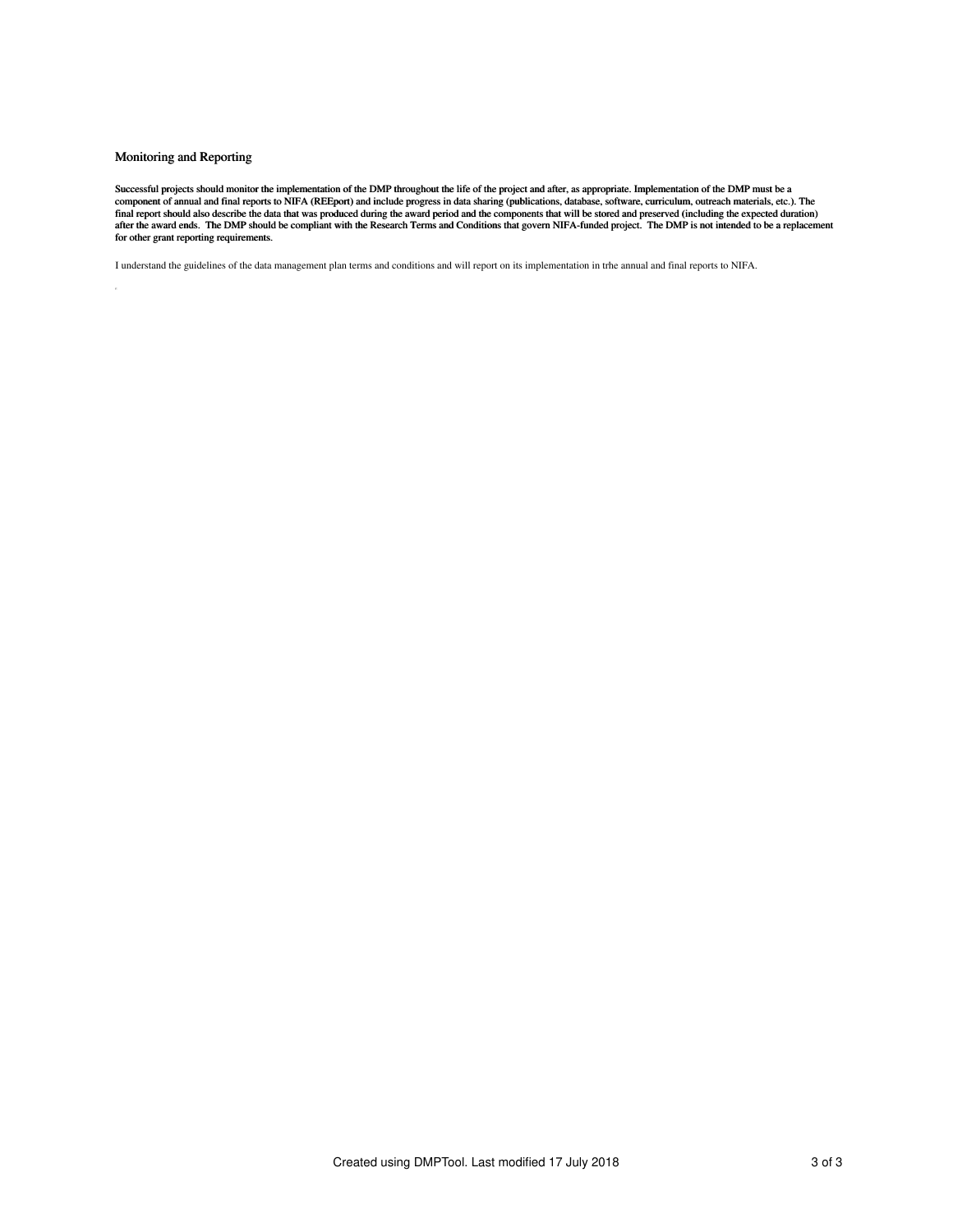### Monitoring and Reporting

**Successful projects should monitor the implementation of the DMP throughout the life of the project and after, as appropriate. Implementation of the DMP must be a component of annual and final reports to NIFA (REEport) and include progress in data sharing (publications, database, software, curriculum, outreach materials, etc.). The final report should also describe the data that was produced during the award period and the components that will be stored and preserved (including the expected duration) after the award ends. The DMP should be compliant with the Research Terms and Conditions that govern NIFA-funded project. The DMP is not intended to be a replacement for other grant reporting requirements.**

I understand the guidelines of the data management plan terms and conditions and will report on its implementation in trhe annual and final reports to NIFA.

Created using DMPTool. Last modified 17 July 2018